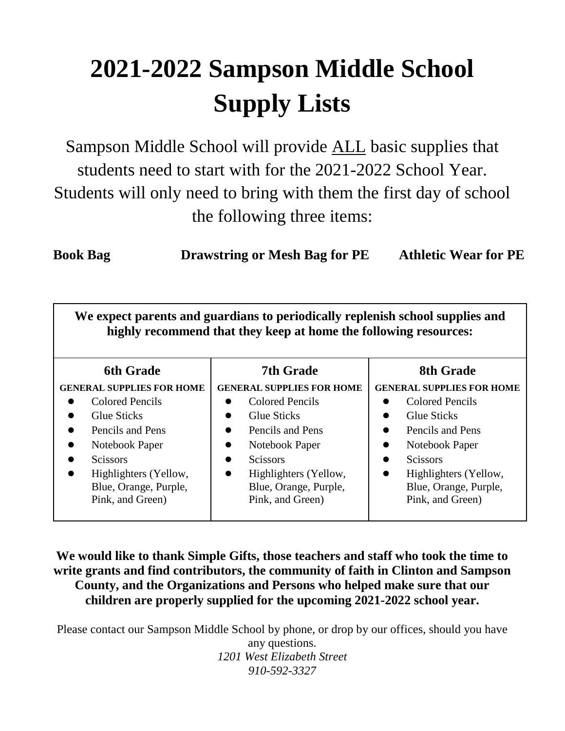# 2021-2022 Sampson Middle School Supply Lists

Sampson Middle School will provide ALL basic supplies that students need to start with for the 2021-2022 School Year. Students will only need to bring with them the first day of school the following three items:

**Book Bag** **Drawstring or Mesh Bag for PE** **Athletic Wear for PE**

| We expect parents and guardians to periodically replenish school supplies and highly recommend that they keep at home the following resources: | | |
|---|---|---|
| **6th Grade** | **7th Grade** | **8th Grade** |
| **GENERAL SUPPLIES FOR HOME**<br>• Colored Pencils<br>• Glue Sticks<br>• Pencils and Pens<br>• Notebook Paper<br>• Scissors<br>• Highlighters (Yellow, Blue, Orange, Purple, Pink, and Green) | **GENERAL SUPPLIES FOR HOME**<br>• Colored Pencils<br>• Glue Sticks<br>• Pencils and Pens<br>• Notebook Paper<br>• Scissors<br>• Highlighters (Yellow, Blue, Orange, Purple, Pink, and Green) | **GENERAL SUPPLIES FOR HOME**<br>• Colored Pencils<br>• Glue Sticks<br>• Pencils and Pens<br>• Notebook Paper<br>• Scissors<br>• Highlighters (Yellow, Blue, Orange, Purple, Pink, and Green) |

**We would like to thank Simple Gifts, those teachers and staff who took the time to write grants and find contributors, the community of faith in Clinton and Sampson County, and the Organizations and Persons who helped make sure that our children are properly supplied for the upcoming 2021-2022 school year.**

Please contact our Sampson Middle School by phone, or drop by our offices, should you have any questions.

*1201 West Elizabeth Street*
*910-592-3327*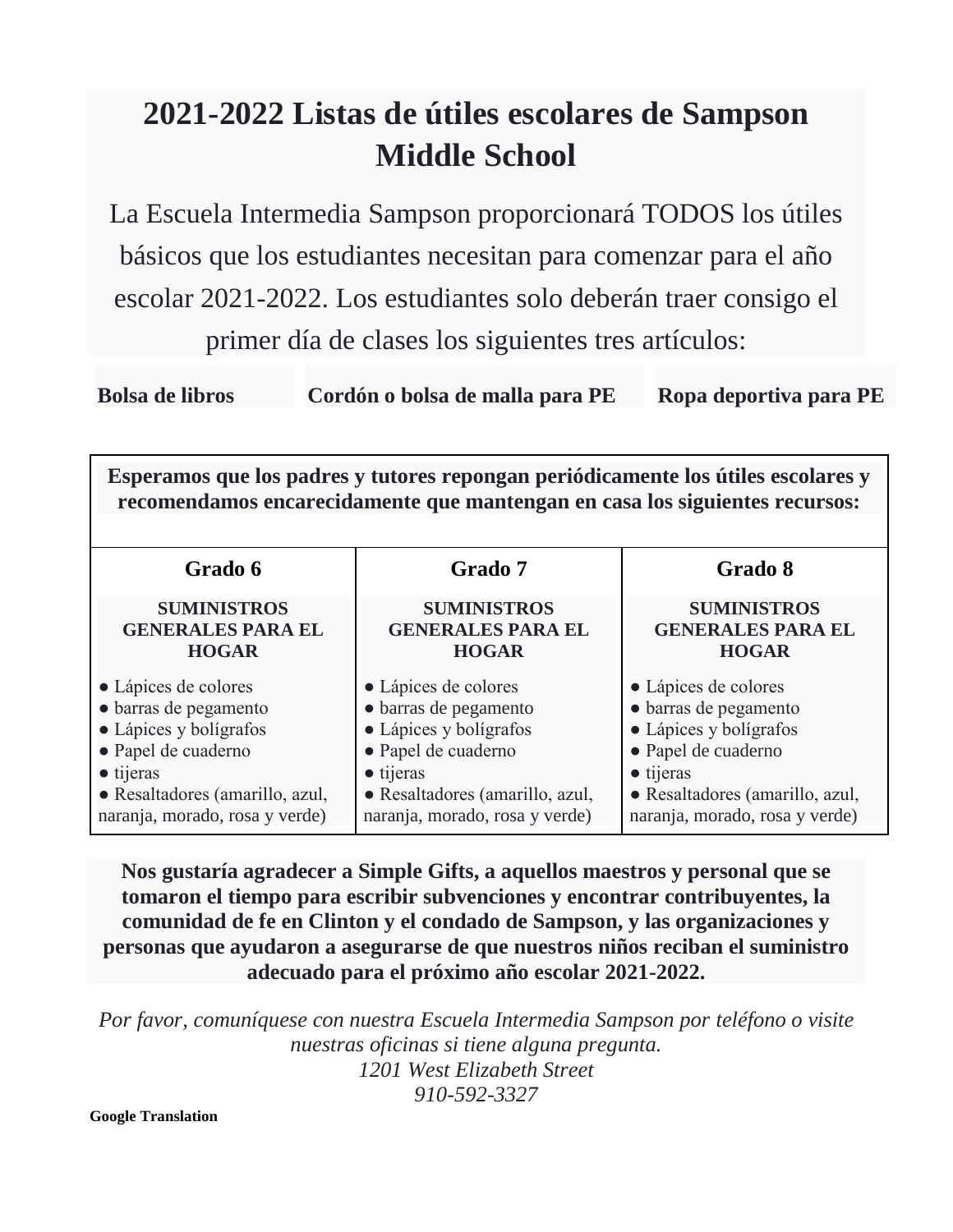# 2021-2022 Listas de útiles escolares de Sampson Middle School

La Escuela Intermedia Sampson proporcionará TODOS los útiles básicos que los estudiantes necesitan para comenzar para el año escolar 2021-2022. Los estudiantes solo deberán traer consigo el primer día de clases los siguientes tres artículos:

| | | |
|---|---|---|
| **Bolsa de libros** | **Cordón o bolsa de malla para PE** | **Ropa deportiva para PE** |

| **Esperamos que los padres y tutores repongan periódicamente los útiles escolares y recomendamos encarecidamente que mantengan en casa los siguientes recursos:** | | |
|---|---|---|
| **Grado 6** | **Grado 7** | **Grado 8** |
| **SUMINISTROS GENERALES PARA EL HOGAR** | **SUMINISTROS GENERALES PARA EL HOGAR** | **SUMINISTROS GENERALES PARA EL HOGAR** |
| ● Lápices de colores<br>● barras de pegamento<br>● Lápices y bolígrafos<br>● Papel de cuaderno<br>● tijeras<br>● Resaltadores (amarillo, azul, naranja, morado, rosa y verde) | ● Lápices de colores<br>● barras de pegamento<br>● Lápices y bolígrafos<br>● Papel de cuaderno<br>● tijeras<br>● Resaltadores (amarillo, azul, naranja, morado, rosa y verde) | ● Lápices de colores<br>● barras de pegamento<br>● Lápices y bolígrafos<br>● Papel de cuaderno<br>● tijeras<br>● Resaltadores (amarillo, azul, naranja, morado, rosa y verde) |

**Nos gustaría agradecer a Simple Gifts, a aquellos maestros y personal que se tomaron el tiempo para escribir subvenciones y encontrar contribuyentes, la comunidad de fe en Clinton y el condado de Sampson, y las organizaciones y personas que ayudaron a asegurarse de que nuestros niños reciban el suministro adecuado para el próximo año escolar 2021-2022.**

*Por favor, comuníquese con nuestra Escuela Intermedia Sampson por teléfono o visite nuestras oficinas si tiene alguna pregunta.*
*1201 West Elizabeth Street*
*910-592-3327*

**Google Translation**